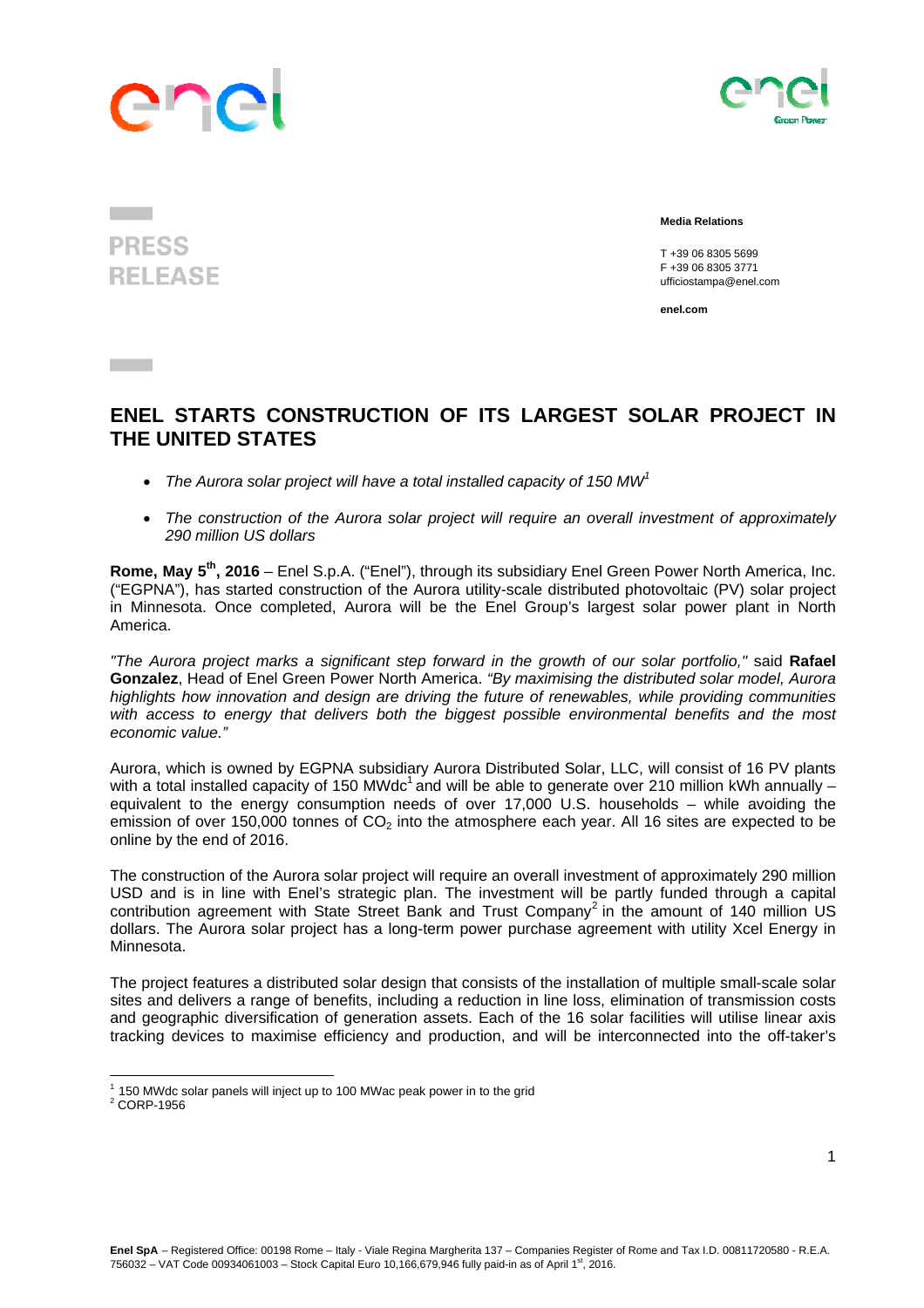PRESS RELEASE

**Media Relations**

T +39 06 8305 5699
F +39 06 8305 3771
ufficiostampa@enel.com

**enel.com**

# ENEL STARTS CONSTRUCTION OF ITS LARGEST SOLAR PROJECT IN THE UNITED STATES

- *The Aurora solar project will have a total installed capacity of 150 MW[1]*
- *The construction of the Aurora solar project will require an overall investment of approximately 290 million US dollars*

**Rome, May 5th, 2016** – Enel S.p.A. ("Enel"), through its subsidiary Enel Green Power North America, Inc. ("EGPNA"), has started construction of the Aurora utility-scale distributed photovoltaic (PV) solar project in Minnesota. Once completed, Aurora will be the Enel Group's largest solar power plant in North America.

*"The Aurora project marks a significant step forward in the growth of our solar portfolio,"* said **Rafael Gonzalez**, Head of Enel Green Power North America. *"By maximising the distributed solar model, Aurora highlights how innovation and design are driving the future of renewables, while providing communities with access to energy that delivers both the biggest possible environmental benefits and the most economic value."*

Aurora, which is owned by EGPNA subsidiary Aurora Distributed Solar, LLC, will consist of 16 PV plants with a total installed capacity of 150 MWdc[1] and will be able to generate over 210 million kWh annually – equivalent to the energy consumption needs of over 17,000 U.S. households – while avoiding the emission of over 150,000 tonnes of $CO_2$ into the atmosphere each year. All 16 sites are expected to be online by the end of 2016.

The construction of the Aurora solar project will require an overall investment of approximately 290 million USD and is in line with Enel's strategic plan. The investment will be partly funded through a capital contribution agreement with State Street Bank and Trust Company[2] in the amount of 140 million US dollars. The Aurora solar project has a long-term power purchase agreement with utility Xcel Energy in Minnesota.

The project features a distributed solar design that consists of the installation of multiple small-scale solar sites and delivers a range of benefits, including a reduction in line loss, elimination of transmission costs and geographic diversification of generation assets. Each of the 16 solar facilities will utilise linear axis tracking devices to maximise efficiency and production, and will be interconnected into the off-taker's

[1] 150 MWdc solar panels will inject up to 100 MWac peak power in to the grid
[2] CORP-1956

**Enel SpA** – Registered Office: 00198 Rome – Italy - Viale Regina Margherita 137 – Companies Register of Rome and Tax I.D. 00811720580 - R.E.A. 756032 – VAT Code 00934061003 – Stock Capital Euro 10,166,679,946 fully paid-in as of April 1st, 2016.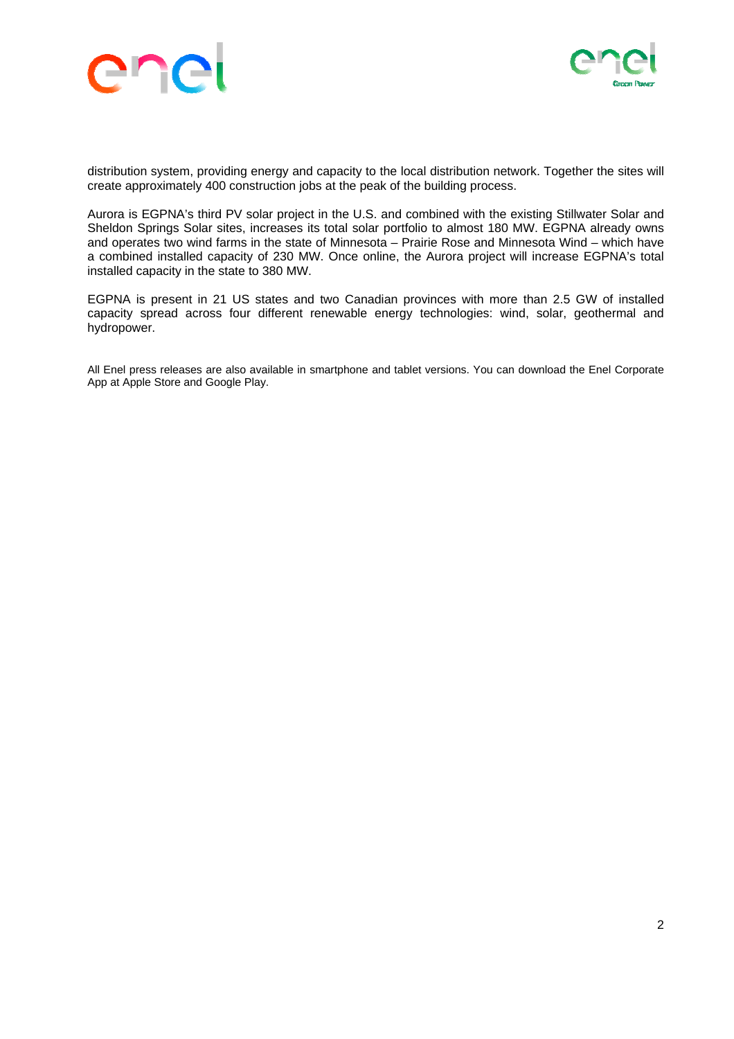distribution system, providing energy and capacity to the local distribution network. Together the sites will create approximately 400 construction jobs at the peak of the building process.

Aurora is EGPNA's third PV solar project in the U.S. and combined with the existing Stillwater Solar and Sheldon Springs Solar sites, increases its total solar portfolio to almost 180 MW. EGPNA already owns and operates two wind farms in the state of Minnesota – Prairie Rose and Minnesota Wind – which have a combined installed capacity of 230 MW. Once online, the Aurora project will increase EGPNA's total installed capacity in the state to 380 MW.

EGPNA is present in 21 US states and two Canadian provinces with more than 2.5 GW of installed capacity spread across four different renewable energy technologies: wind, solar, geothermal and hydropower.

All Enel press releases are also available in smartphone and tablet versions. You can download the Enel Corporate App at Apple Store and Google Play.